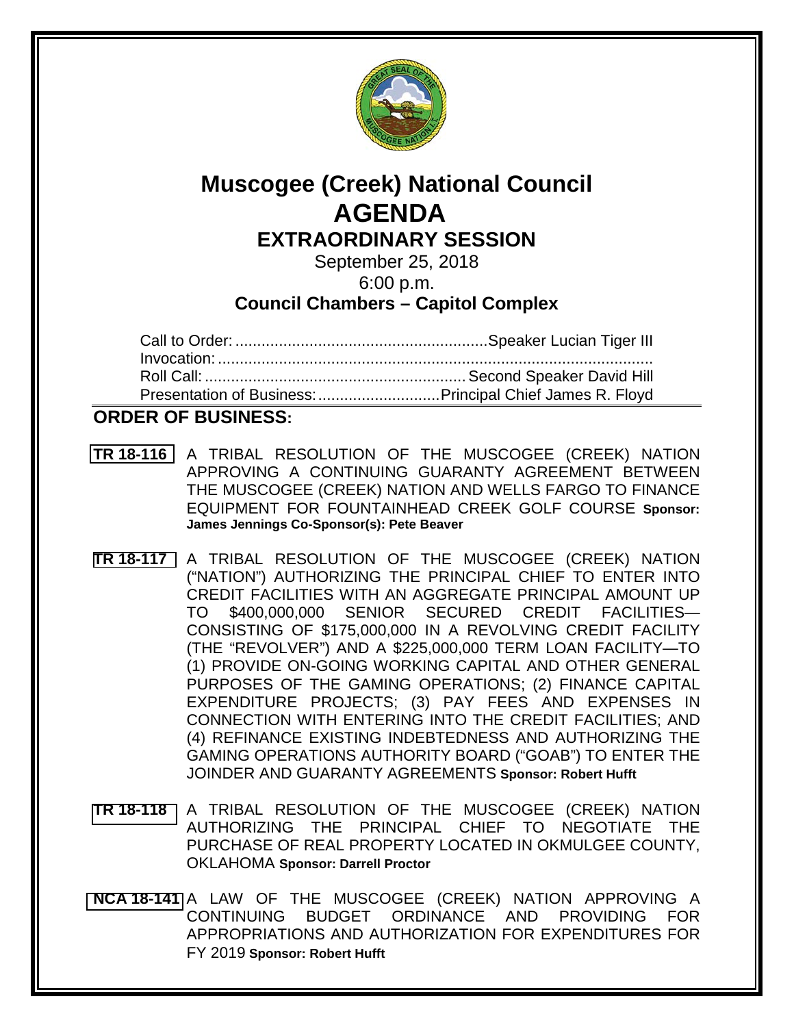# Muscogee (Creek) National Council

# AGENDA

## EXTRAORDINARY SESSION

September 25, 2018

6:00 p.m.

**Council Chambers – Capitol Complex**

Call to Order: .......................................................... Speaker Lucian Tiger III
Invocation: ....................................................................................................
Roll Call: ........................................................... Second Speaker David Hill
Presentation of Business: ............................ Principal Chief James R. Floyd

## ORDER OF BUSINESS:

**TR 18-116** A TRIBAL RESOLUTION OF THE MUSCOGEE (CREEK) NATION APPROVING A CONTINUING GUARANTY AGREEMENT BETWEEN THE MUSCOGEE (CREEK) NATION AND WELLS FARGO TO FINANCE EQUIPMENT FOR FOUNTAINHEAD CREEK GOLF COURSE **Sponsor: James Jennings Co-Sponsor(s): Pete Beaver**

**TR 18-117** A TRIBAL RESOLUTION OF THE MUSCOGEE (CREEK) NATION ("NATION") AUTHORIZING THE PRINCIPAL CHIEF TO ENTER INTO CREDIT FACILITIES WITH AN AGGREGATE PRINCIPAL AMOUNT UP TO $400,000,000 SENIOR SECURED CREDIT FACILITIES—CONSISTING OF $175,000,000 IN A REVOLVING CREDIT FACILITY (THE "REVOLVER") AND A $225,000,000 TERM LOAN FACILITY—TO (1) PROVIDE ON-GOING WORKING CAPITAL AND OTHER GENERAL PURPOSES OF THE GAMING OPERATIONS; (2) FINANCE CAPITAL EXPENDITURE PROJECTS; (3) PAY FEES AND EXPENSES IN CONNECTION WITH ENTERING INTO THE CREDIT FACILITIES; AND (4) REFINANCE EXISTING INDEBTEDNESS AND AUTHORIZING THE GAMING OPERATIONS AUTHORITY BOARD ("GOAB") TO ENTER THE JOINDER AND GUARANTY AGREEMENTS **Sponsor: Robert Hufft**

**TR 18-118** A TRIBAL RESOLUTION OF THE MUSCOGEE (CREEK) NATION AUTHORIZING THE PRINCIPAL CHIEF TO NEGOTIATE THE PURCHASE OF REAL PROPERTY LOCATED IN OKMULGEE COUNTY, OKLAHOMA **Sponsor: Darrell Proctor**

**NCA 18-141** A LAW OF THE MUSCOGEE (CREEK) NATION APPROVING A CONTINUING BUDGET ORDINANCE AND PROVIDING FOR APPROPRIATIONS AND AUTHORIZATION FOR EXPENDITURES FOR FY 2019 **Sponsor: Robert Hufft**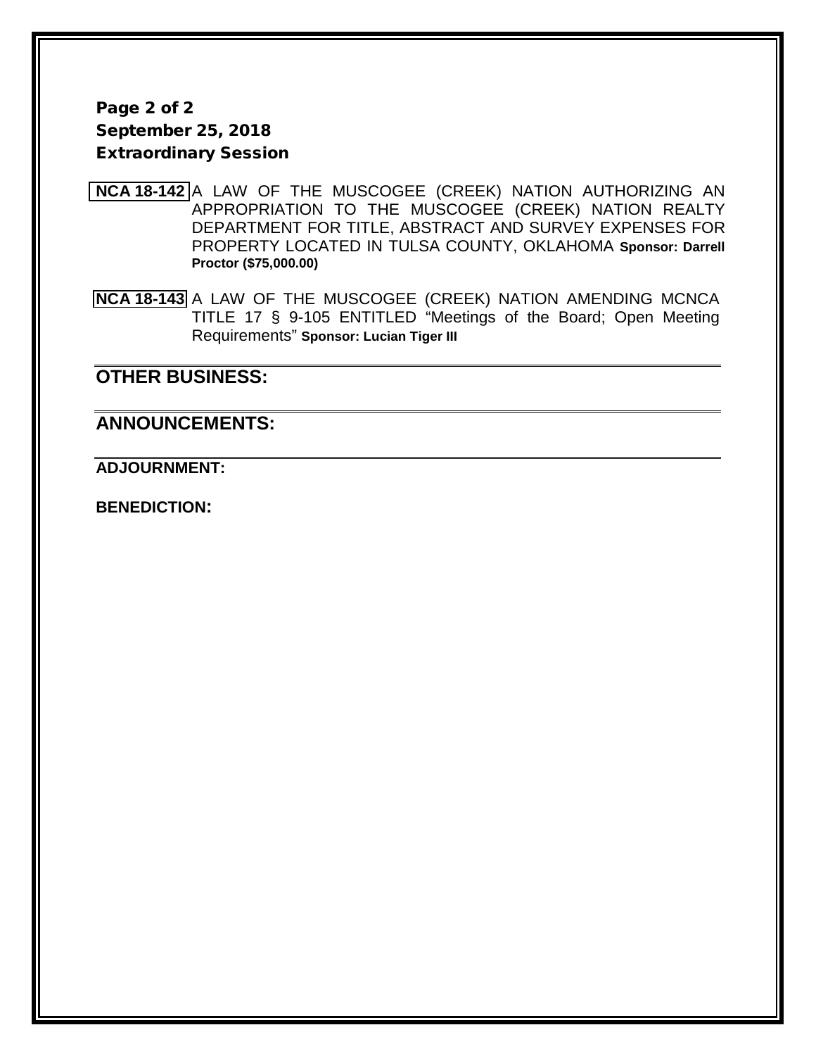**September 25, 2018**
**Extraordinary Session**

**NCA 18-142** A LAW OF THE MUSCOGEE (CREEK) NATION AUTHORIZING AN APPROPRIATION TO THE MUSCOGEE (CREEK) NATION REALTY DEPARTMENT FOR TITLE, ABSTRACT AND SURVEY EXPENSES FOR PROPERTY LOCATED IN TULSA COUNTY, OKLAHOMA **Sponsor: Darrell Proctor ($75,000.00)**

**NCA 18-143** A LAW OF THE MUSCOGEE (CREEK) NATION AMENDING MCNCA TITLE 17 § 9-105 ENTITLED "Meetings of the Board; Open Meeting Requirements" **Sponsor: Lucian Tiger III**

## OTHER BUSINESS:

## ANNOUNCEMENTS:

**ADJOURNMENT:**

**BENEDICTION:**